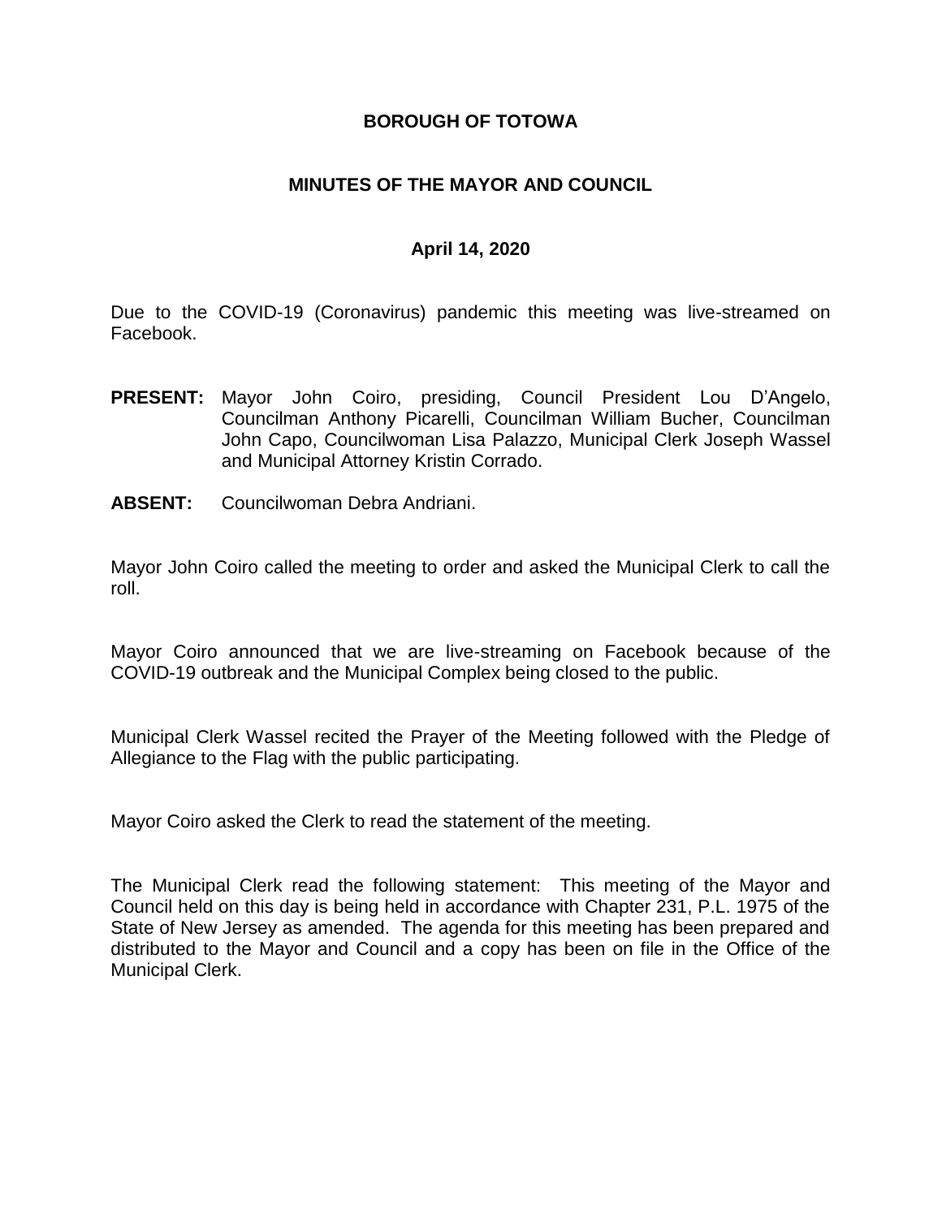# BOROUGH OF TOTOWA

## MINUTES OF THE MAYOR AND COUNCIL

### April 14, 2020

Due to the COVID-19 (Coronavirus) pandemic this meeting was live-streamed on Facebook.

**PRESENT:** Mayor John Coiro, presiding, Council President Lou D'Angelo, Councilman Anthony Picarelli, Councilman William Bucher, Councilman John Capo, Councilwoman Lisa Palazzo, Municipal Clerk Joseph Wassel and Municipal Attorney Kristin Corrado.

**ABSENT:** Councilwoman Debra Andriani.

Mayor John Coiro called the meeting to order and asked the Municipal Clerk to call the roll.

Mayor Coiro announced that we are live-streaming on Facebook because of the COVID-19 outbreak and the Municipal Complex being closed to the public.

Municipal Clerk Wassel recited the Prayer of the Meeting followed with the Pledge of Allegiance to the Flag with the public participating.

Mayor Coiro asked the Clerk to read the statement of the meeting.

The Municipal Clerk read the following statement: This meeting of the Mayor and Council held on this day is being held in accordance with Chapter 231, P.L. 1975 of the State of New Jersey as amended. The agenda for this meeting has been prepared and distributed to the Mayor and Council and a copy has been on file in the Office of the Municipal Clerk.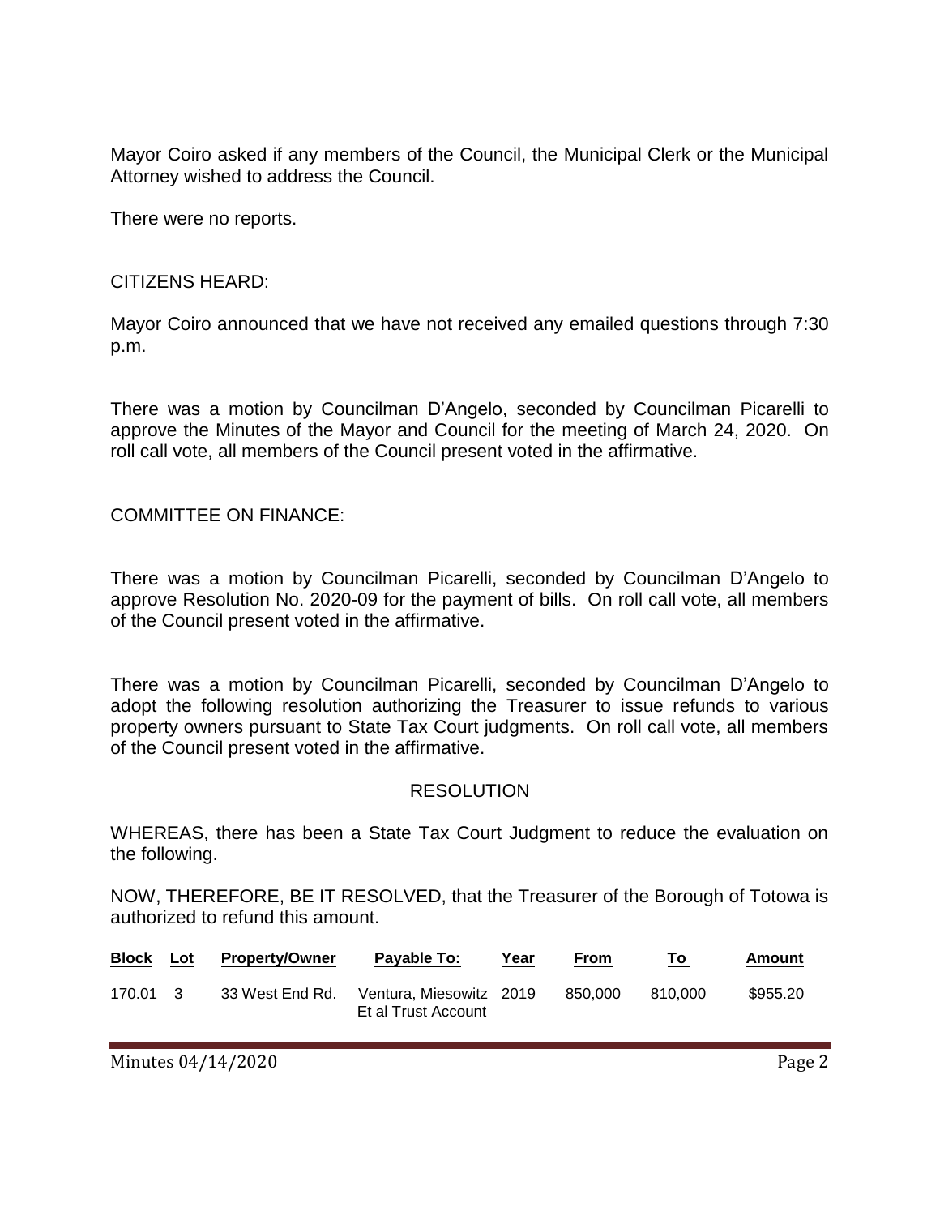Mayor Coiro asked if any members of the Council, the Municipal Clerk or the Municipal Attorney wished to address the Council.

There were no reports.

CITIZENS HEARD:

Mayor Coiro announced that we have not received any emailed questions through 7:30 p.m.

There was a motion by Councilman D'Angelo, seconded by Councilman Picarelli to approve the Minutes of the Mayor and Council for the meeting of March 24, 2020. On roll call vote, all members of the Council present voted in the affirmative.

COMMITTEE ON FINANCE:

There was a motion by Councilman Picarelli, seconded by Councilman D'Angelo to approve Resolution No. 2020-09 for the payment of bills. On roll call vote, all members of the Council present voted in the affirmative.

There was a motion by Councilman Picarelli, seconded by Councilman D'Angelo to adopt the following resolution authorizing the Treasurer to issue refunds to various property owners pursuant to State Tax Court judgments. On roll call vote, all members of the Council present voted in the affirmative.

RESOLUTION

WHEREAS, there has been a State Tax Court Judgment to reduce the evaluation on the following.

NOW, THEREFORE, BE IT RESOLVED, that the Treasurer of the Borough of Totowa is authorized to refund this amount.

| Block | Lot | Property/Owner | Payable To: | Year | From | To | Amount |
|---|---|---|---|---|---|---|---|
| 170.01 | 3 | 33 West End Rd. | Ventura, Miesowitz Et al Trust Account | 2019 | 850,000 | 810,000 | $955.20 |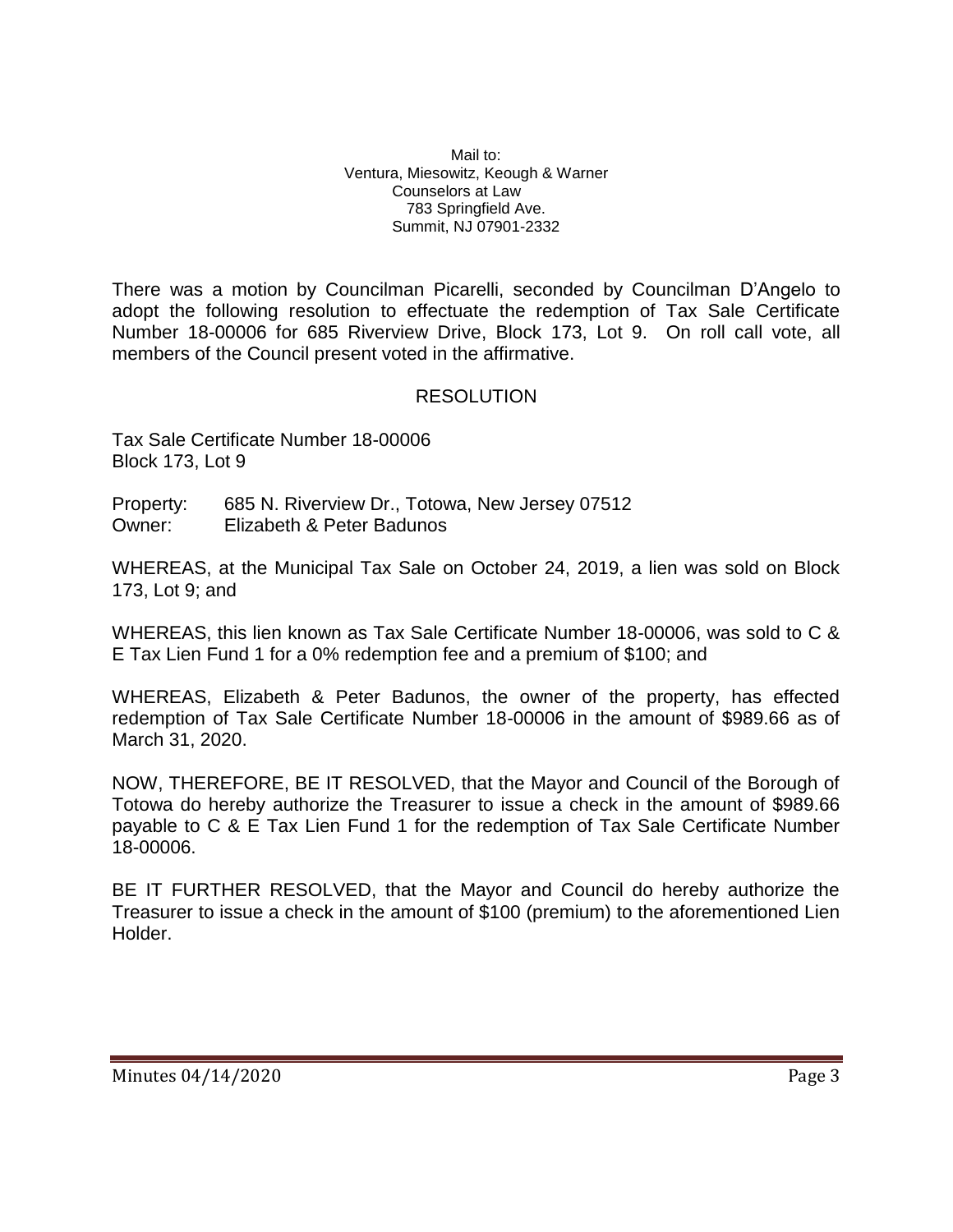Mail to:
Ventura, Miesowitz, Keough & Warner
Counselors at Law
783 Springfield Ave.
Summit, NJ 07901-2332

There was a motion by Councilman Picarelli, seconded by Councilman D'Angelo to adopt the following resolution to effectuate the redemption of Tax Sale Certificate Number 18-00006 for 685 Riverview Drive, Block 173, Lot 9. On roll call vote, all members of the Council present voted in the affirmative.

## RESOLUTION

Tax Sale Certificate Number 18-00006
Block 173, Lot 9

Property: 685 N. Riverview Dr., Totowa, New Jersey 07512
Owner: Elizabeth & Peter Badunos

WHEREAS, at the Municipal Tax Sale on October 24, 2019, a lien was sold on Block 173, Lot 9; and

WHEREAS, this lien known as Tax Sale Certificate Number 18-00006, was sold to C & E Tax Lien Fund 1 for a 0% redemption fee and a premium of $100; and

WHEREAS, Elizabeth & Peter Badunos, the owner of the property, has effected redemption of Tax Sale Certificate Number 18-00006 in the amount of $989.66 as of March 31, 2020.

NOW, THEREFORE, BE IT RESOLVED, that the Mayor and Council of the Borough of Totowa do hereby authorize the Treasurer to issue a check in the amount of $989.66 payable to C & E Tax Lien Fund 1 for the redemption of Tax Sale Certificate Number 18-00006.

BE IT FURTHER RESOLVED, that the Mayor and Council do hereby authorize the Treasurer to issue a check in the amount of $100 (premium) to the aforementioned Lien Holder.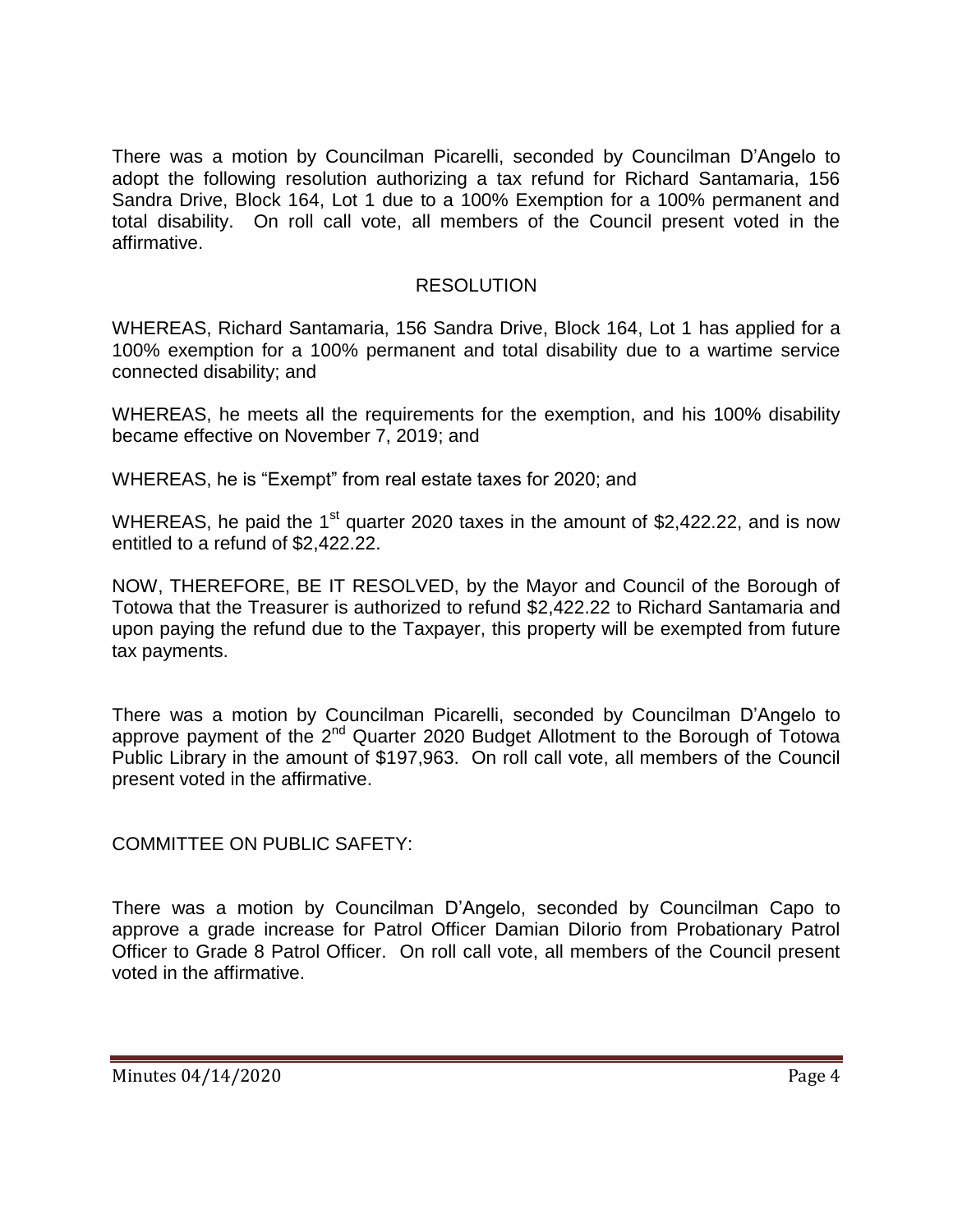There was a motion by Councilman Picarelli, seconded by Councilman D'Angelo to adopt the following resolution authorizing a tax refund for Richard Santamaria, 156 Sandra Drive, Block 164, Lot 1 due to a 100% Exemption for a 100% permanent and total disability. On roll call vote, all members of the Council present voted in the affirmative.

RESOLUTION

WHEREAS, Richard Santamaria, 156 Sandra Drive, Block 164, Lot 1 has applied for a 100% exemption for a 100% permanent and total disability due to a wartime service connected disability; and

WHEREAS, he meets all the requirements for the exemption, and his 100% disability became effective on November 7, 2019; and

WHEREAS, he is "Exempt" from real estate taxes for 2020; and

WHEREAS, he paid the 1st quarter 2020 taxes in the amount of $2,422.22, and is now entitled to a refund of $2,422.22.

NOW, THEREFORE, BE IT RESOLVED, by the Mayor and Council of the Borough of Totowa that the Treasurer is authorized to refund $2,422.22 to Richard Santamaria and upon paying the refund due to the Taxpayer, this property will be exempted from future tax payments.

There was a motion by Councilman Picarelli, seconded by Councilman D'Angelo to approve payment of the 2nd Quarter 2020 Budget Allotment to the Borough of Totowa Public Library in the amount of $197,963. On roll call vote, all members of the Council present voted in the affirmative.

COMMITTEE ON PUBLIC SAFETY:

There was a motion by Councilman D'Angelo, seconded by Councilman Capo to approve a grade increase for Patrol Officer Damian DiIorio from Probationary Patrol Officer to Grade 8 Patrol Officer. On roll call vote, all members of the Council present voted in the affirmative.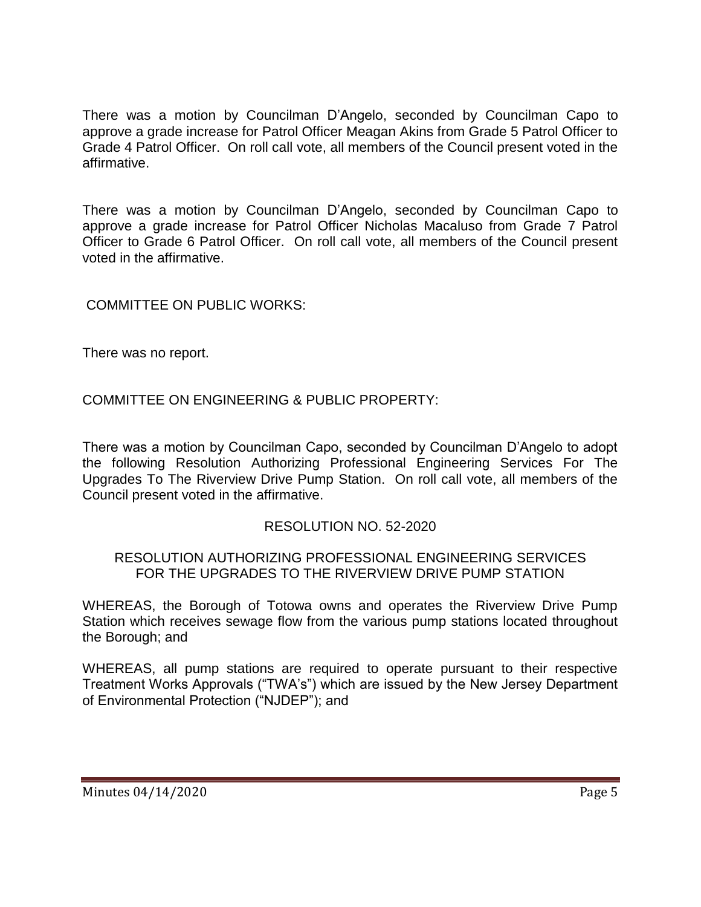There was a motion by Councilman D'Angelo, seconded by Councilman Capo to approve a grade increase for Patrol Officer Meagan Akins from Grade 5 Patrol Officer to Grade 4 Patrol Officer. On roll call vote, all members of the Council present voted in the affirmative.

There was a motion by Councilman D'Angelo, seconded by Councilman Capo to approve a grade increase for Patrol Officer Nicholas Macaluso from Grade 7 Patrol Officer to Grade 6 Patrol Officer. On roll call vote, all members of the Council present voted in the affirmative.

COMMITTEE ON PUBLIC WORKS:

There was no report.

COMMITTEE ON ENGINEERING & PUBLIC PROPERTY:

There was a motion by Councilman Capo, seconded by Councilman D'Angelo to adopt the following Resolution Authorizing Professional Engineering Services For The Upgrades To The Riverview Drive Pump Station. On roll call vote, all members of the Council present voted in the affirmative.

RESOLUTION NO. 52-2020

RESOLUTION AUTHORIZING PROFESSIONAL ENGINEERING SERVICES FOR THE UPGRADES TO THE RIVERVIEW DRIVE PUMP STATION

WHEREAS, the Borough of Totowa owns and operates the Riverview Drive Pump Station which receives sewage flow from the various pump stations located throughout the Borough; and

WHEREAS, all pump stations are required to operate pursuant to their respective Treatment Works Approvals ("TWA's") which are issued by the New Jersey Department of Environmental Protection ("NJDEP"); and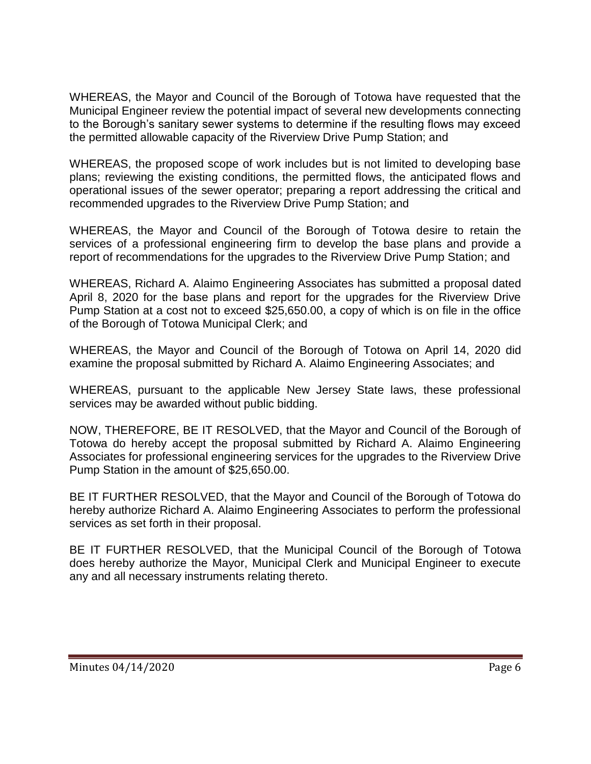WHEREAS, the Mayor and Council of the Borough of Totowa have requested that the Municipal Engineer review the potential impact of several new developments connecting to the Borough's sanitary sewer systems to determine if the resulting flows may exceed the permitted allowable capacity of the Riverview Drive Pump Station; and

WHEREAS, the proposed scope of work includes but is not limited to developing base plans; reviewing the existing conditions, the permitted flows, the anticipated flows and operational issues of the sewer operator; preparing a report addressing the critical and recommended upgrades to the Riverview Drive Pump Station; and

WHEREAS, the Mayor and Council of the Borough of Totowa desire to retain the services of a professional engineering firm to develop the base plans and provide a report of recommendations for the upgrades to the Riverview Drive Pump Station; and

WHEREAS, Richard A. Alaimo Engineering Associates has submitted a proposal dated April 8, 2020 for the base plans and report for the upgrades for the Riverview Drive Pump Station at a cost not to exceed $25,650.00, a copy of which is on file in the office of the Borough of Totowa Municipal Clerk; and

WHEREAS, the Mayor and Council of the Borough of Totowa on April 14, 2020 did examine the proposal submitted by Richard A. Alaimo Engineering Associates; and

WHEREAS, pursuant to the applicable New Jersey State laws, these professional services may be awarded without public bidding.

NOW, THEREFORE, BE IT RESOLVED, that the Mayor and Council of the Borough of Totowa do hereby accept the proposal submitted by Richard A. Alaimo Engineering Associates for professional engineering services for the upgrades to the Riverview Drive Pump Station in the amount of $25,650.00.

BE IT FURTHER RESOLVED, that the Mayor and Council of the Borough of Totowa do hereby authorize Richard A. Alaimo Engineering Associates to perform the professional services as set forth in their proposal.

BE IT FURTHER RESOLVED, that the Municipal Council of the Borough of Totowa does hereby authorize the Mayor, Municipal Clerk and Municipal Engineer to execute any and all necessary instruments relating thereto.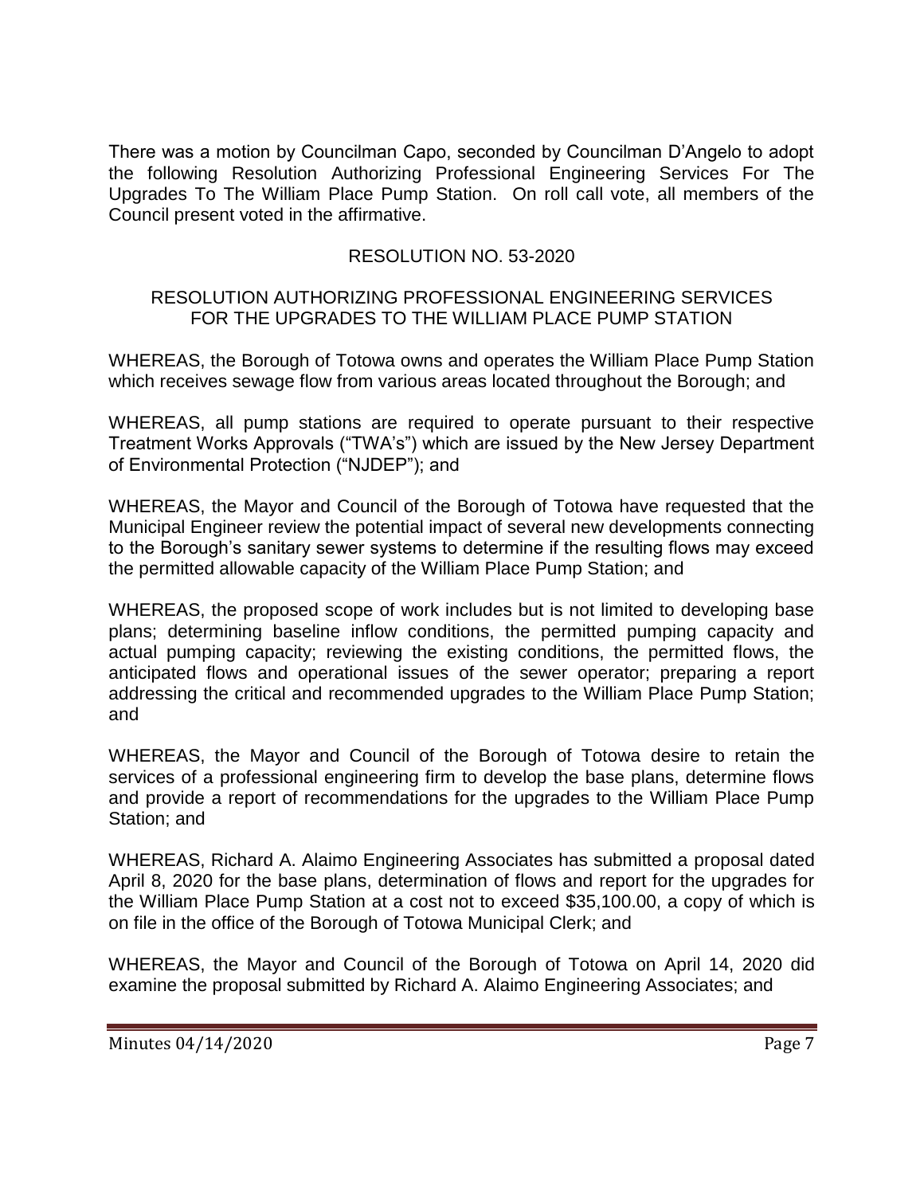There was a motion by Councilman Capo, seconded by Councilman D'Angelo to adopt the following Resolution Authorizing Professional Engineering Services For The Upgrades To The William Place Pump Station. On roll call vote, all members of the Council present voted in the affirmative.

## RESOLUTION NO. 53-2020

### RESOLUTION AUTHORIZING PROFESSIONAL ENGINEERING SERVICES FOR THE UPGRADES TO THE WILLIAM PLACE PUMP STATION

WHEREAS, the Borough of Totowa owns and operates the William Place Pump Station which receives sewage flow from various areas located throughout the Borough; and

WHEREAS, all pump stations are required to operate pursuant to their respective Treatment Works Approvals ("TWA's") which are issued by the New Jersey Department of Environmental Protection ("NJDEP"); and

WHEREAS, the Mayor and Council of the Borough of Totowa have requested that the Municipal Engineer review the potential impact of several new developments connecting to the Borough's sanitary sewer systems to determine if the resulting flows may exceed the permitted allowable capacity of the William Place Pump Station; and

WHEREAS, the proposed scope of work includes but is not limited to developing base plans; determining baseline inflow conditions, the permitted pumping capacity and actual pumping capacity; reviewing the existing conditions, the permitted flows, the anticipated flows and operational issues of the sewer operator; preparing a report addressing the critical and recommended upgrades to the William Place Pump Station; and

WHEREAS, the Mayor and Council of the Borough of Totowa desire to retain the services of a professional engineering firm to develop the base plans, determine flows and provide a report of recommendations for the upgrades to the William Place Pump Station; and

WHEREAS, Richard A. Alaimo Engineering Associates has submitted a proposal dated April 8, 2020 for the base plans, determination of flows and report for the upgrades for the William Place Pump Station at a cost not to exceed $35,100.00, a copy of which is on file in the office of the Borough of Totowa Municipal Clerk; and

WHEREAS, the Mayor and Council of the Borough of Totowa on April 14, 2020 did examine the proposal submitted by Richard A. Alaimo Engineering Associates; and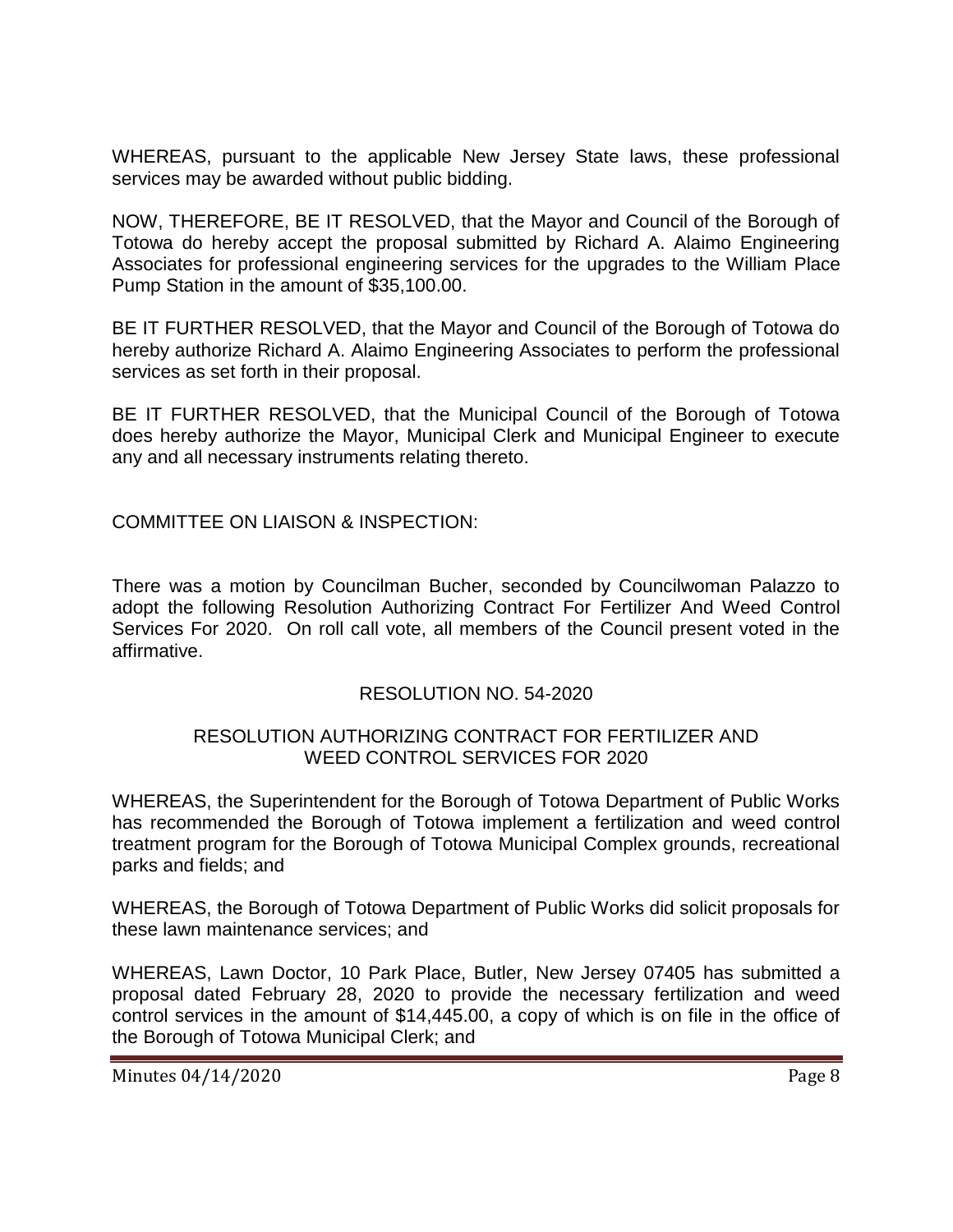WHEREAS, pursuant to the applicable New Jersey State laws, these professional services may be awarded without public bidding.

NOW, THEREFORE, BE IT RESOLVED, that the Mayor and Council of the Borough of Totowa do hereby accept the proposal submitted by Richard A. Alaimo Engineering Associates for professional engineering services for the upgrades to the William Place Pump Station in the amount of $35,100.00.

BE IT FURTHER RESOLVED, that the Mayor and Council of the Borough of Totowa do hereby authorize Richard A. Alaimo Engineering Associates to perform the professional services as set forth in their proposal.

BE IT FURTHER RESOLVED, that the Municipal Council of the Borough of Totowa does hereby authorize the Mayor, Municipal Clerk and Municipal Engineer to execute any and all necessary instruments relating thereto.

COMMITTEE ON LIAISON & INSPECTION:

There was a motion by Councilman Bucher, seconded by Councilwoman Palazzo to adopt the following Resolution Authorizing Contract For Fertilizer And Weed Control Services For 2020. On roll call vote, all members of the Council present voted in the affirmative.

RESOLUTION NO. 54-2020

RESOLUTION AUTHORIZING CONTRACT FOR FERTILIZER AND WEED CONTROL SERVICES FOR 2020

WHEREAS, the Superintendent for the Borough of Totowa Department of Public Works has recommended the Borough of Totowa implement a fertilization and weed control treatment program for the Borough of Totowa Municipal Complex grounds, recreational parks and fields; and

WHEREAS, the Borough of Totowa Department of Public Works did solicit proposals for these lawn maintenance services; and

WHEREAS, Lawn Doctor, 10 Park Place, Butler, New Jersey 07405 has submitted a proposal dated February 28, 2020 to provide the necessary fertilization and weed control services in the amount of $14,445.00, a copy of which is on file in the office of the Borough of Totowa Municipal Clerk; and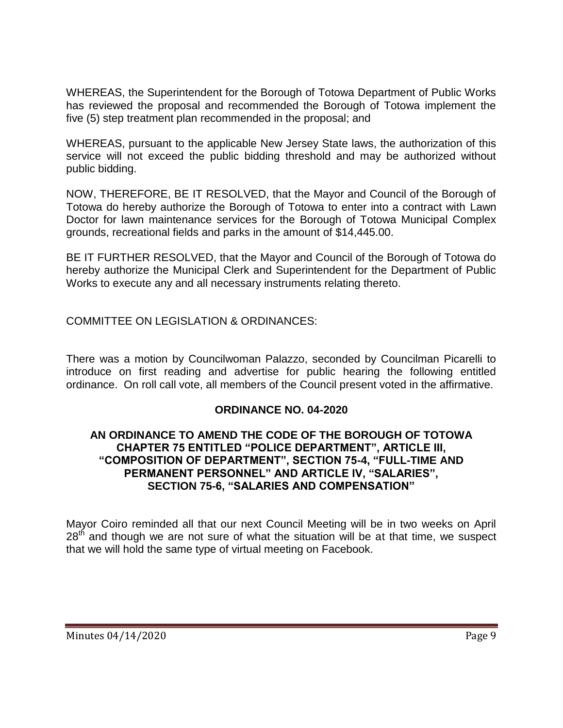WHEREAS, the Superintendent for the Borough of Totowa Department of Public Works has reviewed the proposal and recommended the Borough of Totowa implement the five (5) step treatment plan recommended in the proposal; and

WHEREAS, pursuant to the applicable New Jersey State laws, the authorization of this service will not exceed the public bidding threshold and may be authorized without public bidding.

NOW, THEREFORE, BE IT RESOLVED, that the Mayor and Council of the Borough of Totowa do hereby authorize the Borough of Totowa to enter into a contract with Lawn Doctor for lawn maintenance services for the Borough of Totowa Municipal Complex grounds, recreational fields and parks in the amount of $14,445.00.

BE IT FURTHER RESOLVED, that the Mayor and Council of the Borough of Totowa do hereby authorize the Municipal Clerk and Superintendent for the Department of Public Works to execute any and all necessary instruments relating thereto.

COMMITTEE ON LEGISLATION & ORDINANCES:

There was a motion by Councilwoman Palazzo, seconded by Councilman Picarelli to introduce on first reading and advertise for public hearing the following entitled ordinance. On roll call vote, all members of the Council present voted in the affirmative.

**ORDINANCE NO. 04-2020**

**AN ORDINANCE TO AMEND THE CODE OF THE BOROUGH OF TOTOWA CHAPTER 75 ENTITLED "POLICE DEPARTMENT", ARTICLE III, "COMPOSITION OF DEPARTMENT", SECTION 75-4, "FULL-TIME AND PERMANENT PERSONNEL" AND ARTICLE IV, "SALARIES", SECTION 75-6, "SALARIES AND COMPENSATION"**

Mayor Coiro reminded all that our next Council Meeting will be in two weeks on April 28th and though we are not sure of what the situation will be at that time, we suspect that we will hold the same type of virtual meeting on Facebook.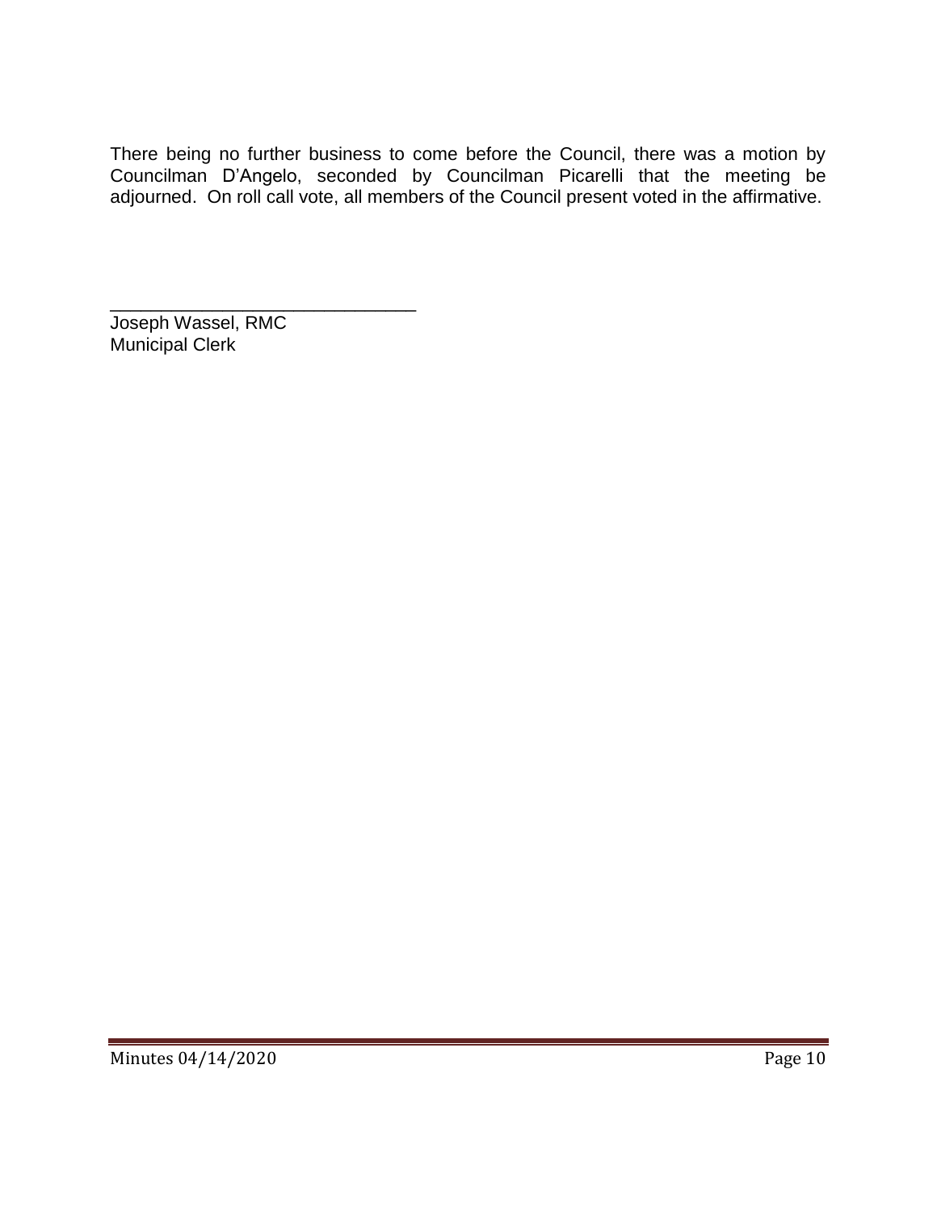There being no further business to come before the Council, there was a motion by Councilman D'Angelo, seconded by Councilman Picarelli that the meeting be adjourned. On roll call vote, all members of the Council present voted in the affirmative.

\_\_\_\_\_\_\_\_\_\_\_\_\_\_\_\_\_\_\_\_\_\_\_\_\_\_\_\_\_\_\_\_

Joseph Wassel, RMC
Municipal Clerk